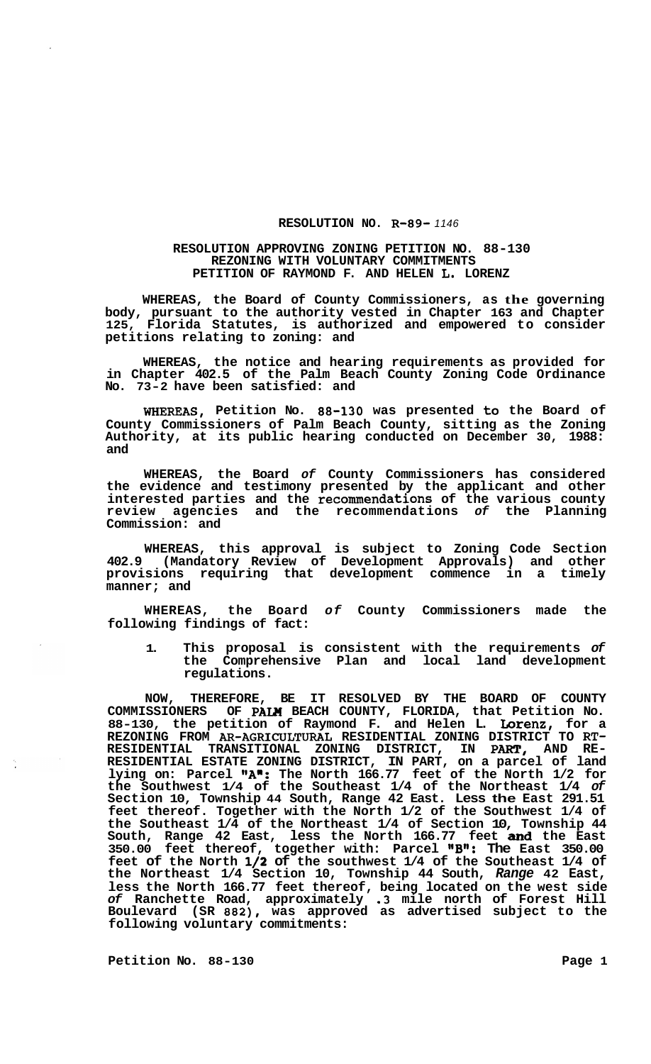**RESOLUTION NO. R-89- *1146***

**RESOLUTION APPROVING ZONING PETITION NO. 88-130**
**REZONING WITH VOLUNTARY COMMITMENTS**
**PETITION OF RAYMOND F. AND HELEN L. LORENZ**

**WHEREAS, the Board of County Commissioners, as the governing body, pursuant to the authority vested in Chapter 163 and Chapter 125, Florida Statutes, is authorized and empowered to consider petitions relating to zoning: and**

**WHEREAS, the notice and hearing requirements as provided for in Chapter 402.5 of the Palm Beach County Zoning Code Ordinance No. 73-2 have been satisfied: and**

**WHEREAS, Petition No. 88-130 was presented to the Board of County Commissioners of Palm Beach County, sitting as the Zoning Authority, at its public hearing conducted on December 30, 1988: and**

**WHEREAS, the Board *of* County Commissioners has considered the evidence and testimony presented by the applicant and other interested parties and the recommendations of the various county review agencies and the recommendations *of* the Planning Commission: and**

**WHEREAS, this approval is subject to Zoning Code Section 402.9 (Mandatory Review of Development Approvals) and other provisions requiring that development commence in a timely manner; and**

**WHEREAS, the Board *of* County Commissioners made the following findings of fact:**

1. **This proposal is consistent with the requirements *of* the Comprehensive Plan and local land development regulations.**

**NOW, THEREFORE, BE IT RESOLVED BY THE BOARD OF COUNTY COMMISSIONERS OF PALM BEACH COUNTY, FLORIDA, that Petition No. 88-130, the petition of Raymond F. and Helen L. Lorenz, for a REZONING FROM AR-AGRICULTURAL RESIDENTIAL ZONING DISTRICT TO RT-RESIDENTIAL TRANSITIONAL ZONING DISTRICT, IN PART, AND RE-RESIDENTIAL ESTATE ZONING DISTRICT, IN PART, on a parcel of land lying on: Parcel "A": The North 166.77 feet of the North 1/2 for the Southwest 1/4 of the Southeast 1/4 of the Northeast 1/4 *of* Section 10, Township 44 South, Range 42 East. Less the East 291.51 feet thereof. Together with the North 1/2 of the Southwest 1/4 of the Southeast 1/4 of the Northeast 1/4 of Section 10, Township 44 South, Range 42 East, less the North 166.77 feet and the East 350.00 feet thereof, together with: Parcel "B": The East 350.00 feet of the North 1/2 of the southwest 1/4 of the Southeast 1/4 of the Northeast 1/4 Section 10, Township 44 South, *Range* 42 East, less the North 166.77 feet thereof, being located on the west side *of* Ranchette Road, approximately .3 mile north of Forest Hill Boulevard (SR 882), was approved as advertised subject to the following voluntary commitments:**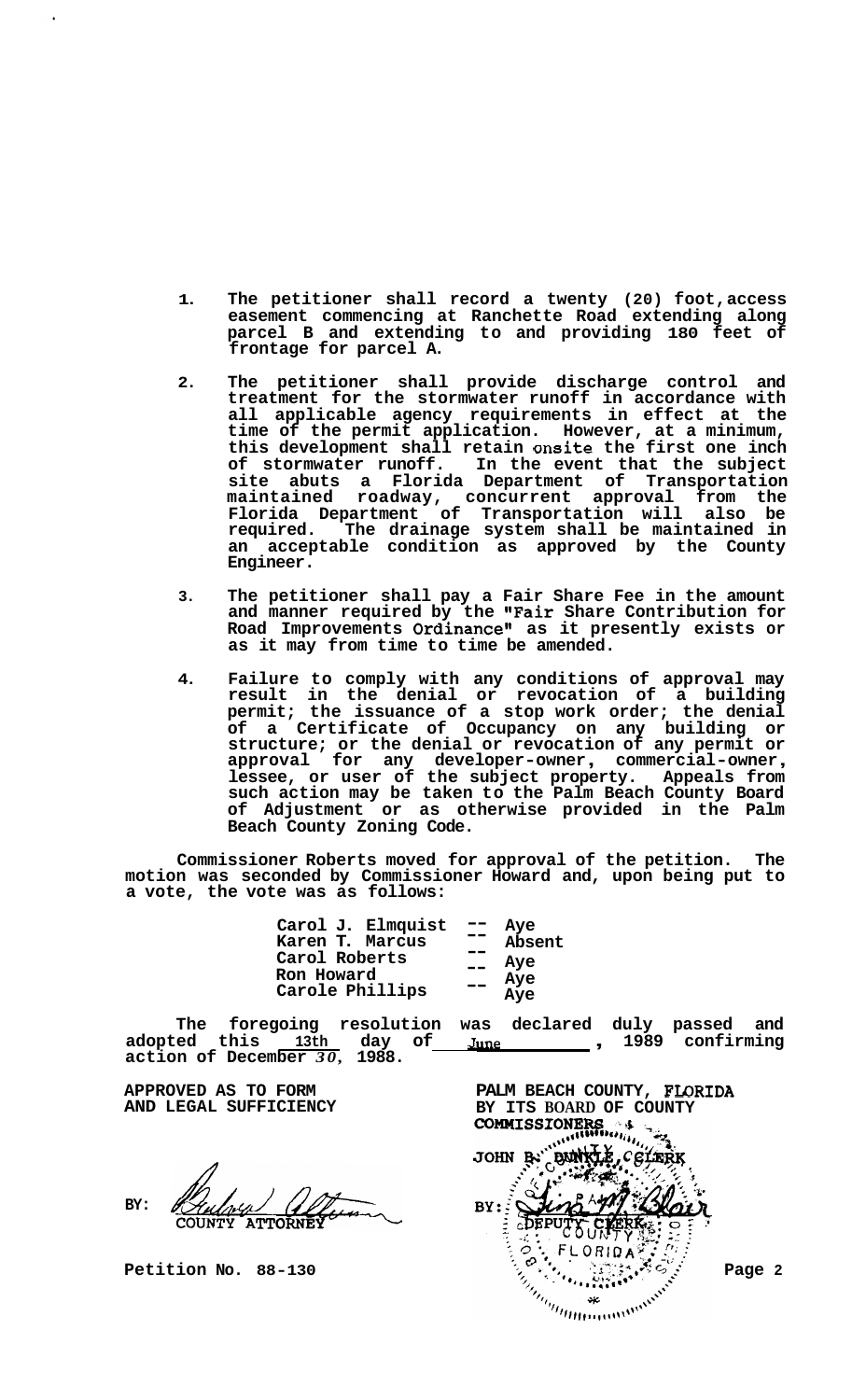1. The petitioner shall record a twenty (20) foot,access easement commencing at Ranchette Road extending along parcel B and extending to and providing 180 feet of frontage for parcel A.

2. The petitioner shall provide discharge control and treatment for the stormwater runoff in accordance with all applicable agency requirements in effect at the time of the permit application. However, at a minimum, this development shall retain onsite the first one inch of stormwater runoff. In the event that the subject site abuts a Florida Department of Transportation maintained roadway, concurrent approval from the Florida Department of Transportation will also be required. The drainage system shall be maintained in an acceptable condition as approved by the County Engineer.

3. The petitioner shall pay a Fair Share Fee in the amount and manner required by the "Fair Share Contribution for Road Improvements Ordinance" as it presently exists or as it may from time to time be amended.

4. Failure to comply with any conditions of approval may result in the denial or revocation of a building permit; the issuance of a stop work order; the denial of a Certificate of Occupancy on any building or structure; or the denial or revocation of any permit or approval for any developer-owner, commercial-owner, lessee, or user of the subject property. Appeals from such action may be taken to the Palm Beach County Board of Adjustment or as otherwise provided in the Palm Beach County Zoning Code.

Commissioner Roberts moved for approval of the petition. The motion was seconded by Commissioner Howard and, upon being put to a vote, the vote was as follows:

| | | |
|---|---|---|
| Carol J. Elmquist | -- | Aye |
| Karen T. Marcus | -- | Absent |
| Carol Roberts | -- | Aye |
| Ron Howard | -- | Aye |
| Carole Phillips | -- | Aye |

The foregoing resolution was declared duly passed and adopted this 13th day of June, 1989 confirming action of December 30, 1988.

APPROVED AS TO FORM AND LEGAL SUFFICIENCY

BY: COUNTY ATTORNEY

PALM BEACH COUNTY, FLORIDA BY ITS BOARD OF COUNTY COMMISSIONERS

JOHN B. DUNKLE, CLERK

BY: DEPUTY CLERK

Petition No. 88-130